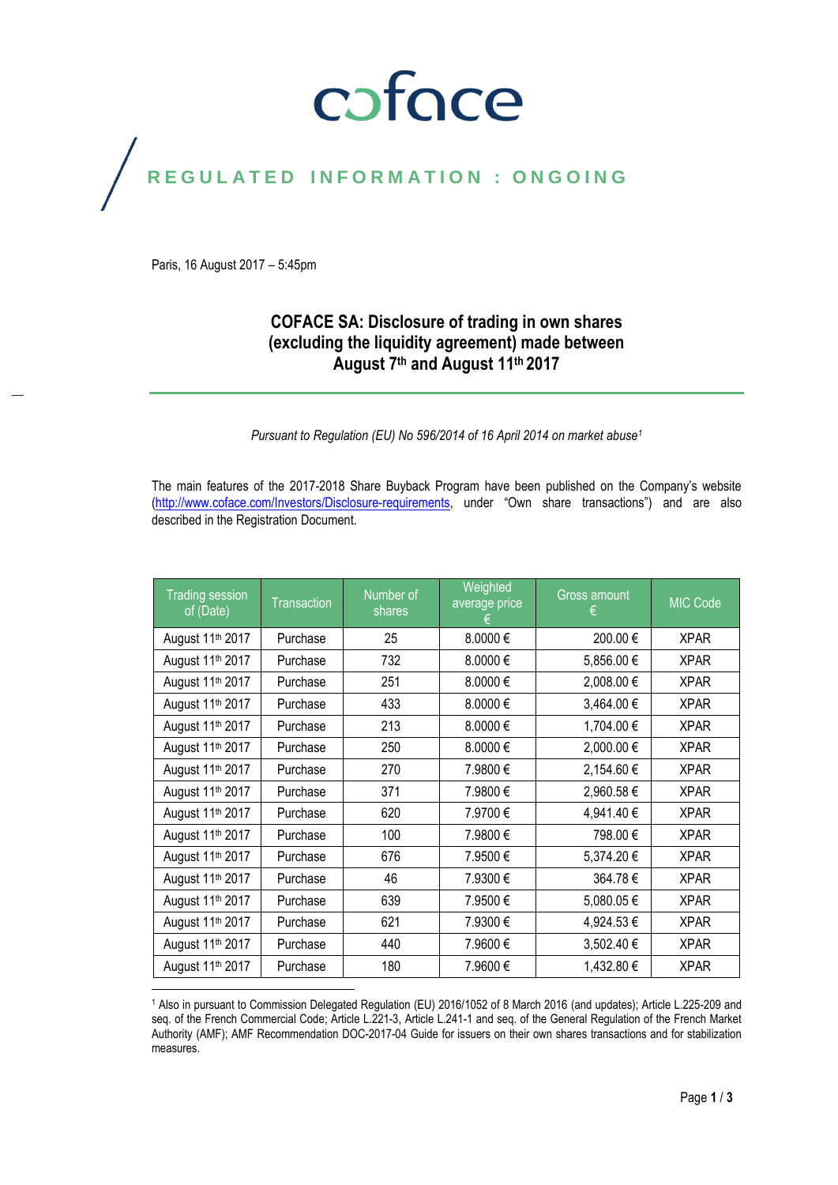coface

REGULATED INFORMATION : ONGOING

Paris, 16 August 2017 – 5:45pm

# COFACE SA: Disclosure of trading in own shares (excluding the liquidity agreement) made between August 7th and August 11th 2017

*Pursuant to Regulation (EU) No 596/2014 of 16 April 2014 on market abuse[1]*

The main features of the 2017-2018 Share Buyback Program have been published on the Company's website (http://www.coface.com/Investors/Disclosure-requirements, under "Own share transactions") and are also described in the Registration Document.

| Trading session of (Date) | Transaction | Number of shares | Weighted average price € | Gross amount € | MIC Code |
|---|---|---|---|---|---|
| August 11th 2017 | Purchase | 25 | 8.0000 € | 200.00 € | XPAR |
| August 11th 2017 | Purchase | 732 | 8.0000 € | 5,856.00 € | XPAR |
| August 11th 2017 | Purchase | 251 | 8.0000 € | 2,008.00 € | XPAR |
| August 11th 2017 | Purchase | 433 | 8.0000 € | 3,464.00 € | XPAR |
| August 11th 2017 | Purchase | 213 | 8.0000 € | 1,704.00 € | XPAR |
| August 11th 2017 | Purchase | 250 | 8.0000 € | 2,000.00 € | XPAR |
| August 11th 2017 | Purchase | 270 | 7.9800 € | 2,154.60 € | XPAR |
| August 11th 2017 | Purchase | 371 | 7.9800 € | 2,960.58 € | XPAR |
| August 11th 2017 | Purchase | 620 | 7.9700 € | 4,941.40 € | XPAR |
| August 11th 2017 | Purchase | 100 | 7.9800 € | 798.00 € | XPAR |
| August 11th 2017 | Purchase | 676 | 7.9500 € | 5,374.20 € | XPAR |
| August 11th 2017 | Purchase | 46 | 7.9300 € | 364.78 € | XPAR |
| August 11th 2017 | Purchase | 639 | 7.9500 € | 5,080.05 € | XPAR |
| August 11th 2017 | Purchase | 621 | 7.9300 € | 4,924.53 € | XPAR |
| August 11th 2017 | Purchase | 440 | 7.9600 € | 3,502.40 € | XPAR |
| August 11th 2017 | Purchase | 180 | 7.9600 € | 1,432.80 € | XPAR |

[1] Also in pursuant to Commission Delegated Regulation (EU) 2016/1052 of 8 March 2016 (and updates); Article L.225-209 and seq. of the French Commercial Code; Article L.221-3, Article L.241-1 and seq. of the General Regulation of the French Market Authority (AMF); AMF Recommendation DOC-2017-04 Guide for issuers on their own shares transactions and for stabilization measures.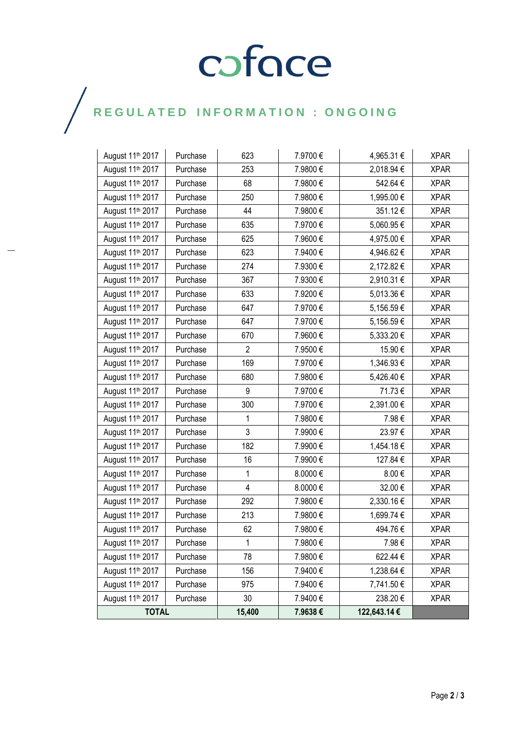# REGULATED INFORMATION : ONGOING

| | | | | | |
|---|---|---|---|---|---|
| August 11th 2017 | Purchase | 623 | 7.9700 € | 4,965.31 € | XPAR |
| August 11th 2017 | Purchase | 253 | 7.9800 € | 2,018.94 € | XPAR |
| August 11th 2017 | Purchase | 68 | 7.9800 € | 542.64 € | XPAR |
| August 11th 2017 | Purchase | 250 | 7.9800 € | 1,995.00 € | XPAR |
| August 11th 2017 | Purchase | 44 | 7.9800 € | 351.12 € | XPAR |
| August 11th 2017 | Purchase | 635 | 7.9700 € | 5,060.95 € | XPAR |
| August 11th 2017 | Purchase | 625 | 7.9600 € | 4,975.00 € | XPAR |
| August 11th 2017 | Purchase | 623 | 7.9400 € | 4,946.62 € | XPAR |
| August 11th 2017 | Purchase | 274 | 7.9300 € | 2,172.82 € | XPAR |
| August 11th 2017 | Purchase | 367 | 7.9300 € | 2,910.31 € | XPAR |
| August 11th 2017 | Purchase | 633 | 7.9200 € | 5,013.36 € | XPAR |
| August 11th 2017 | Purchase | 647 | 7.9700 € | 5,156.59 € | XPAR |
| August 11th 2017 | Purchase | 647 | 7.9700 € | 5,156.59 € | XPAR |
| August 11th 2017 | Purchase | 670 | 7.9600 € | 5,333.20 € | XPAR |
| August 11th 2017 | Purchase | 2 | 7.9500 € | 15.90 € | XPAR |
| August 11th 2017 | Purchase | 169 | 7.9700 € | 1,346.93 € | XPAR |
| August 11th 2017 | Purchase | 680 | 7.9800 € | 5,426.40 € | XPAR |
| August 11th 2017 | Purchase | 9 | 7.9700 € | 71.73 € | XPAR |
| August 11th 2017 | Purchase | 300 | 7.9700 € | 2,391.00 € | XPAR |
| August 11th 2017 | Purchase | 1 | 7.9800 € | 7.98 € | XPAR |
| August 11th 2017 | Purchase | 3 | 7.9900 € | 23.97 € | XPAR |
| August 11th 2017 | Purchase | 182 | 7.9900 € | 1,454.18 € | XPAR |
| August 11th 2017 | Purchase | 16 | 7.9900 € | 127.84 € | XPAR |
| August 11th 2017 | Purchase | 1 | 8.0000 € | 8.00 € | XPAR |
| August 11th 2017 | Purchase | 4 | 8.0000 € | 32.00 € | XPAR |
| August 11th 2017 | Purchase | 292 | 7.9800 € | 2,330.16 € | XPAR |
| August 11th 2017 | Purchase | 213 | 7.9800 € | 1,699.74 € | XPAR |
| August 11th 2017 | Purchase | 62 | 7.9800 € | 494.76 € | XPAR |
| August 11th 2017 | Purchase | 1 | 7.9800 € | 7.98 € | XPAR |
| August 11th 2017 | Purchase | 78 | 7.9800 € | 622.44 € | XPAR |
| August 11th 2017 | Purchase | 156 | 7.9400 € | 1,238.64 € | XPAR |
| August 11th 2017 | Purchase | 975 | 7.9400 € | 7,741.50 € | XPAR |
| August 11th 2017 | Purchase | 30 | 7.9400 € | 238.20 € | XPAR |
| **TOTAL** | | **15,400** | **7.9638 €** | **122,643.14 €** | |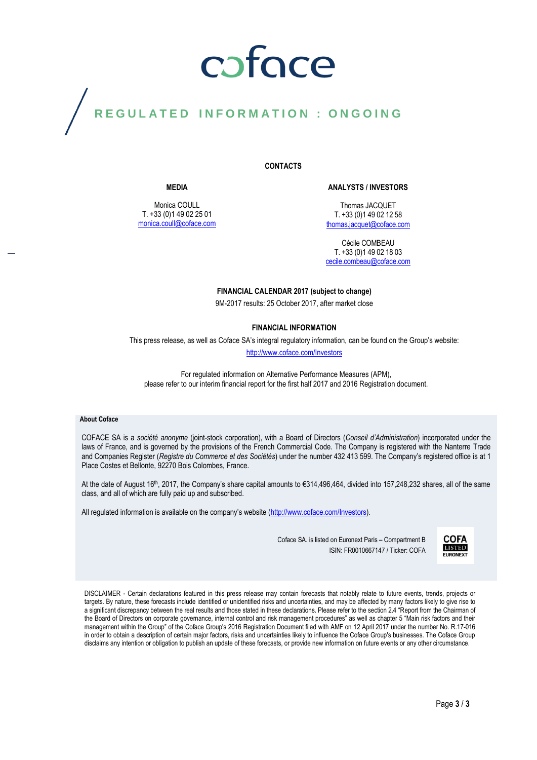coface

# REGULATED INFORMATION : ONGOING

## CONTACTS

**MEDIA**

Monica COULL
T. +33 (0)1 49 02 25 01
monica.coull@coface.com

**ANALYSTS / INVESTORS**

Thomas JACQUET
T. +33 (0)1 49 02 12 58
thomas.jacquet@coface.com

Cécile COMBEAU
T. +33 (0)1 49 02 18 03
cecile.combeau@coface.com

**FINANCIAL CALENDAR 2017 (subject to change)**

9M-2017 results: 25 October 2017, after market close

**FINANCIAL INFORMATION**

This press release, as well as Coface SA's integral regulatory information, can be found on the Group's website: http://www.coface.com/Investors

For regulated information on Alternative Performance Measures (APM), please refer to our interim financial report for the first half 2017 and 2016 Registration document.

**About Coface**

COFACE SA is a *société anonyme* (joint-stock corporation), with a Board of Directors (*Conseil d'Administration*) incorporated under the laws of France, and is governed by the provisions of the French Commercial Code. The Company is registered with the Nanterre Trade and Companies Register (*Registre du Commerce et des Sociétés*) under the number 432 413 599. The Company's registered office is at 1 Place Costes et Bellonte, 92270 Bois Colombes, France.

At the date of August 16th, 2017, the Company's share capital amounts to €314,496,464, divided into 157,248,232 shares, all of the same class, and all of which are fully paid up and subscribed.

All regulated information is available on the company's website (http://www.coface.com/Investors).

Coface SA. is listed on Euronext Paris – Compartment B
ISIN: FR0010667147 / Ticker: COFA

COFA LISTED EURONEXT

DISCLAIMER - Certain declarations featured in this press release may contain forecasts that notably relate to future events, trends, projects or targets. By nature, these forecasts include identified or unidentified risks and uncertainties, and may be affected by many factors likely to give rise to a significant discrepancy between the real results and those stated in these declarations. Please refer to the section 2.4 "Report from the Chairman of the Board of Directors on corporate governance, internal control and risk management procedures" as well as chapter 5 "Main risk factors and their management within the Group" of the Coface Group's 2016 Registration Document filed with AMF on 12 April 2017 under the number No. R.17-016 in order to obtain a description of certain major factors, risks and uncertainties likely to influence the Coface Group's businesses. The Coface Group disclaims any intention or obligation to publish an update of these forecasts, or provide new information on future events or any other circumstance.